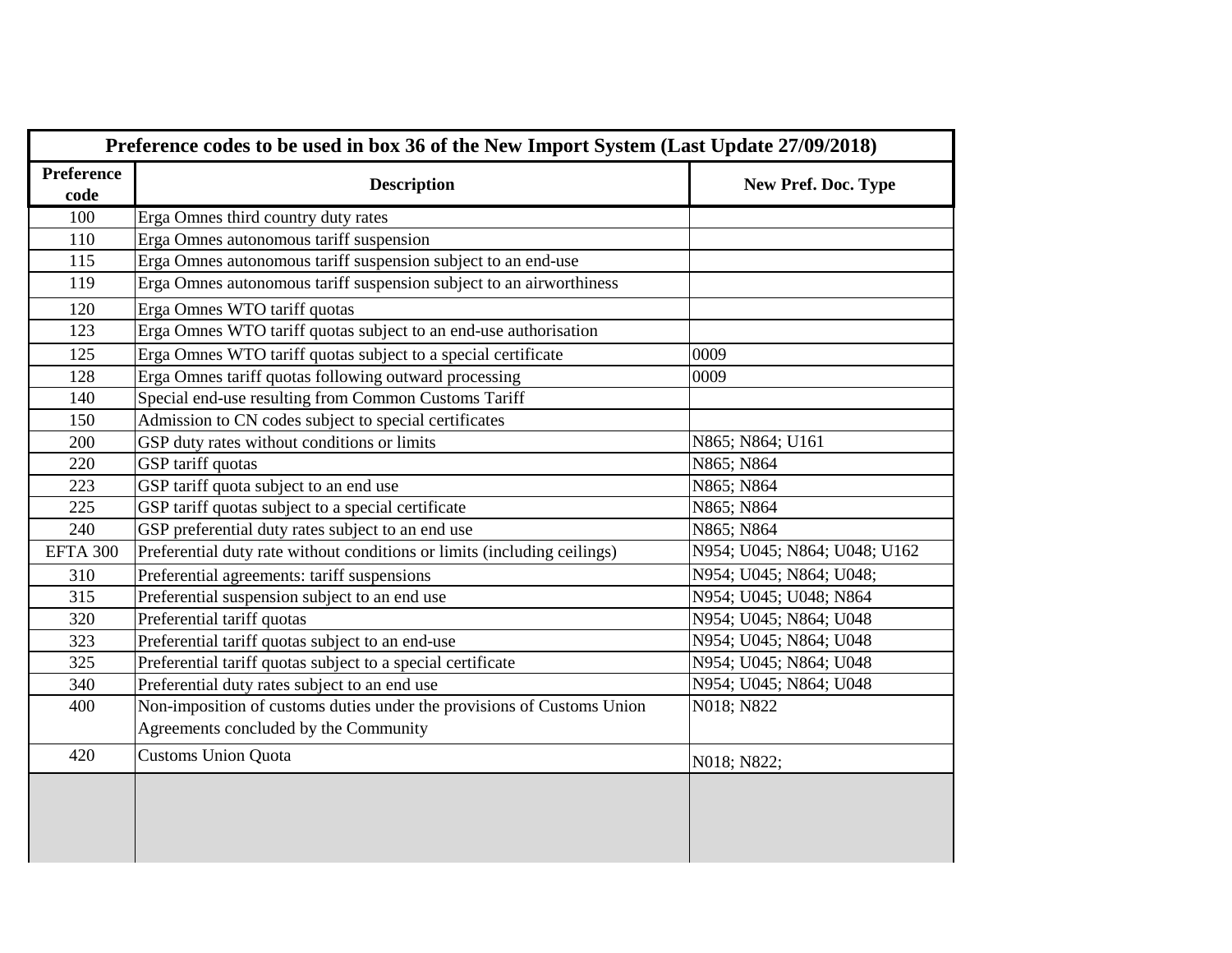| Preference codes to be used in box 36 of the New Import System (Last Update 27/09/2018) | | |
|---|---|---|
| **Preference code** | **Description** | **New Pref. Doc. Type** |
| 100 | Erga Omnes third country duty rates | |
| 110 | Erga Omnes autonomous tariff suspension | |
| 115 | Erga Omnes autonomous tariff suspension subject to an end-use | |
| 119 | Erga Omnes autonomous tariff suspension subject to an airworthiness | |
| 120 | Erga Omnes WTO tariff quotas | |
| 123 | Erga Omnes WTO tariff quotas subject to an end-use authorisation | |
| 125 | Erga Omnes WTO tariff quotas subject to a special certificate | 0009 |
| 128 | Erga Omnes tariff quotas following outward processing | 0009 |
| 140 | Special end-use resulting from Common Customs Tariff | |
| 150 | Admission to CN codes subject to special certificates | |
| 200 | GSP duty rates without conditions or limits | N865; N864; U161 |
| 220 | GSP tariff quotas | N865; N864 |
| 223 | GSP tariff quota subject to an end use | N865; N864 |
| 225 | GSP tariff quotas subject to a special certificate | N865; N864 |
| 240 | GSP preferential duty rates subject to an end use | N865; N864 |
| EFTA 300 | Preferential duty rate without conditions or limits (including ceilings) | N954; U045; N864; U048; U162 |
| 310 | Preferential agreements: tariff suspensions | N954; U045; N864; U048; |
| 315 | Preferential suspension subject to an end use | N954; U045; U048; N864 |
| 320 | Preferential tariff quotas | N954; U045; N864; U048 |
| 323 | Preferential tariff quotas subject to an end-use | N954; U045; N864; U048 |
| 325 | Preferential tariff quotas subject to a special certificate | N954; U045; N864; U048 |
| 340 | Preferential duty rates subject to an end use | N954; U045; N864; U048 |
| 400 | Non-imposition of customs duties under the provisions of Customs Union Agreements concluded by the Community | N018; N822 |
| 420 | Customs Union Quota | N018; N822; |
| | | |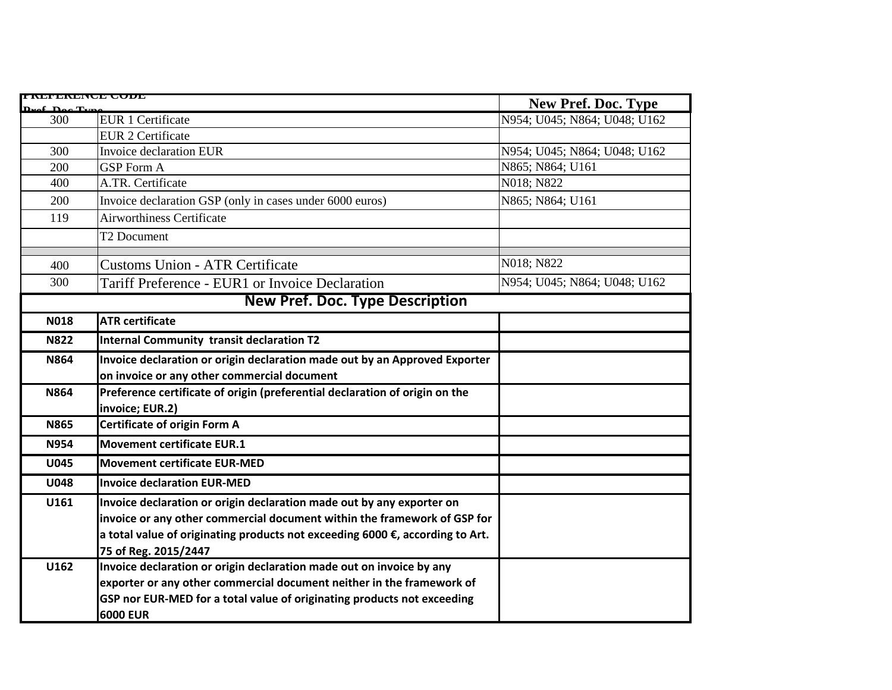| PREFERENCE CODE Pref. Doc Type | | New Pref. Doc. Type |
|---|---|---|
| 300 | EUR 1 Certificate | N954; U045; N864; U048; U162 |
| | EUR 2 Certificate | |
| 300 | Invoice declaration EUR | N954; U045; N864; U048; U162 |
| 200 | GSP Form A | N865; N864; U161 |
| 400 | A.TR. Certificate | N018; N822 |
| 200 | Invoice declaration GSP (only in cases under 6000 euros) | N865; N864; U161 |
| 119 | Airworthiness Certificate | |
| | T2 Document | |
| | | |
| 400 | Customs Union - ATR Certificate | N018; N822 |
| 300 | Tariff Preference - EUR1 or Invoice Declaration | N954; U045; N864; U048; U162 |

## New Pref. Doc. Type Description

| | | |
|---|---|---|
| **N018** | **ATR certificate** | |
| **N822** | **Internal Community transit declaration T2** | |
| **N864** | **Invoice declaration or origin declaration made out by an Approved Exporter on invoice or any other commercial document** | |
| **N864** | **Preference certificate of origin (preferential declaration of origin on the invoice; EUR.2)** | |
| **N865** | **Certificate of origin Form A** | |
| **N954** | **Movement certificate EUR.1** | |
| **U045** | **Movement certificate EUR-MED** | |
| **U048** | **Invoice declaration EUR-MED** | |
| **U161** | **Invoice declaration or origin declaration made out by any exporter on invoice or any other commercial document within the framework of GSP for a total value of originating products not exceeding 6000 €, according to Art. 75 of Reg. 2015/2447** | |
| **U162** | **Invoice declaration or origin declaration made out on invoice by any exporter or any other commercial document neither in the framework of GSP nor EUR-MED for a total value of originating products not exceeding 6000 EUR** | |